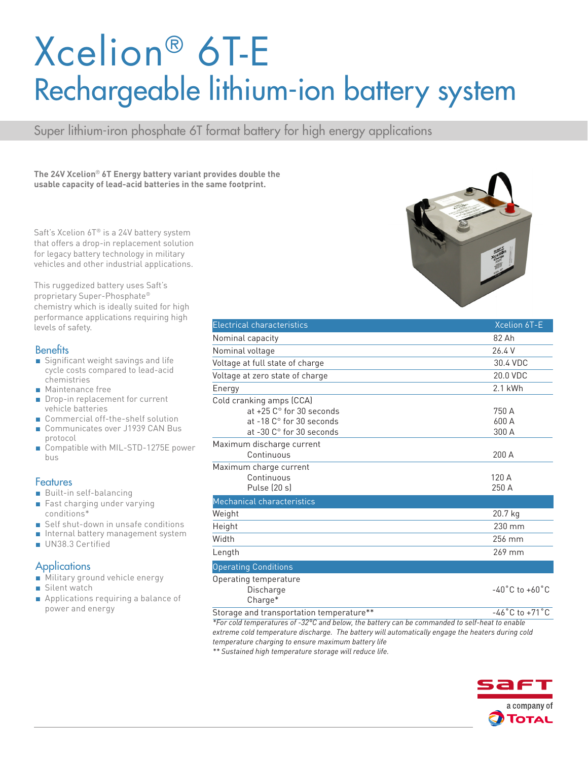# Xcelion® 6T-E

## Rechargeable lithium-ion battery system

Super lithium-iron phosphate 6T format battery for high energy applications

**The 24V Xcelion® 6T Energy battery variant provides double the usable capacity of lead-acid batteries in the same footprint.**

Saft's Xcelion 6T® is a 24V battery system that offers a drop-in replacement solution for legacy battery technology in military vehicles and other industrial applications.

This ruggedized battery uses Saft's proprietary Super-Phosphate® chemistry which is ideally suited for high performance applications requiring high levels of safety.

### Benefits

- Significant weight savings and life cycle costs compared to lead-acid chemistries
- Maintenance free
- Drop-in replacement for current vehicle batteries
- Commercial off-the-shelf solution
- Communicates over J1939 CAN Bus protocol
- Compatible with MIL-STD-1275E power bus

### Features

- Built-in self-balancing
- Fast charging under varying conditions*
- Self shut-down in unsafe conditions
- Internal battery management system
- UN38.3 Certified

### Applications

- Military ground vehicle energy
- Silent watch
- Applications requiring a balance of power and energy

| Electrical characteristics | Xcelion 6T-E |
|---|---|
| Nominal capacity | 82 Ah |
| Nominal voltage | 26.4 V |
| Voltage at full state of charge | 30.4 VDC |
| Voltage at zero state of charge | 20.0 VDC |
| Energy | 2.1 kWh |
| Cold cranking amps (CCA) | |
| at +25 C° for 30 seconds | 750 A |
| at -18 C° for 30 seconds | 600 A |
| at -30 C° for 30 seconds | 300 A |
| Maximum discharge current | |
| Continuous | 200 A |
| Maximum charge current | |
| Continuous | 120 A |
| Pulse (20 s) | 250 A |
| **Mechanical characteristics** | |
| Weight | 20.7 kg |
| Height | 230 mm |
| Width | 256 mm |
| Length | 269 mm |
| **Operating Conditions** | |
| Operating temperature | |
| Discharge | -40˚C to +60˚C |
| Charge* | |
| Storage and transportation temperature** | -46˚C to +71˚C |

*\*For cold temperatures of -32°C and below, the battery can be commanded to self-heat to enable extreme cold temperature discharge. The battery will automatically engage the heaters during cold temperature charging to ensure maximum battery life*

*\*\* Sustained high temperature storage will reduce life.*

saft a company of TOTAL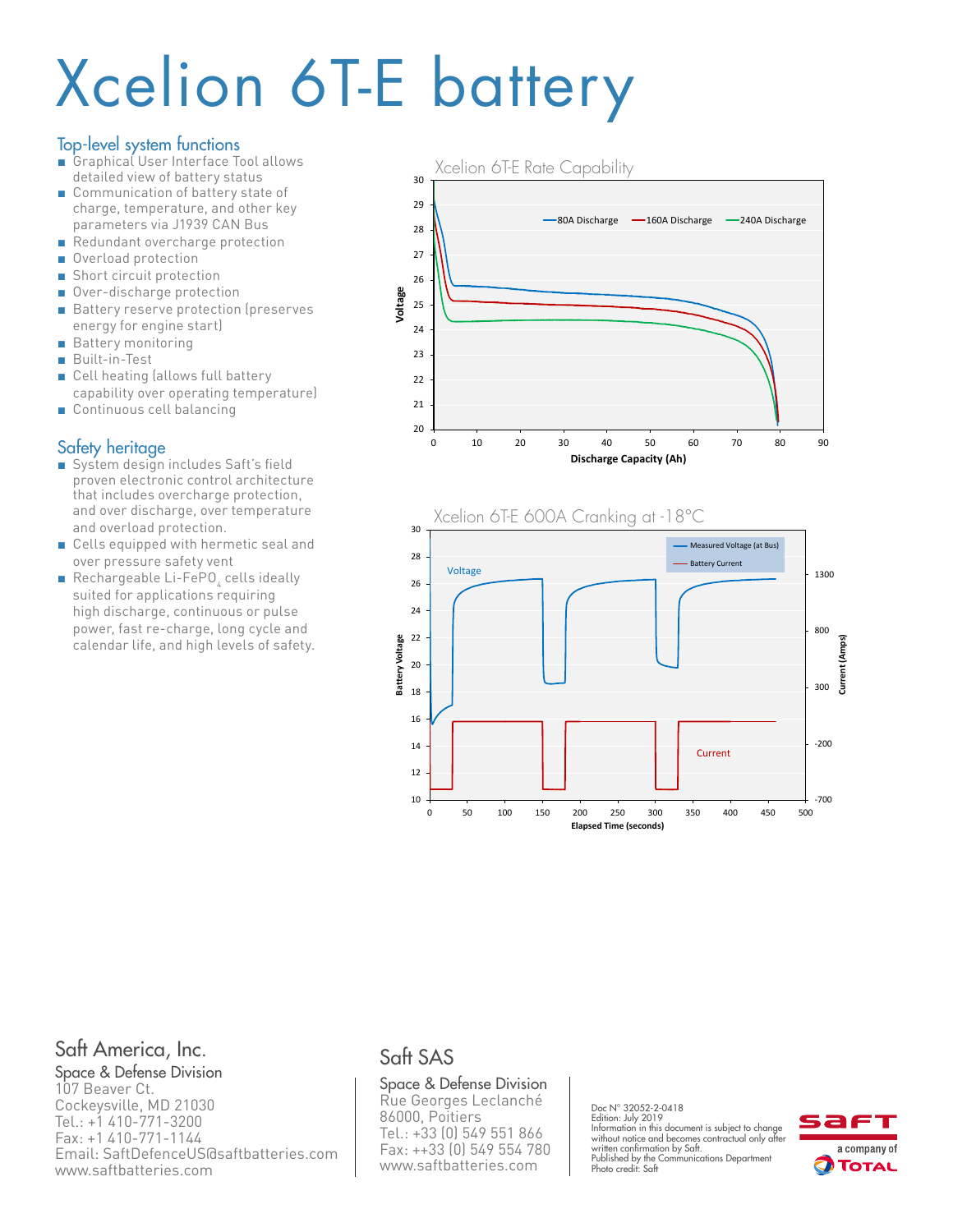# Xcelion 6T-E battery

## Top-level system functions

- Graphical User Interface Tool allows detailed view of battery status
- Communication of battery state of charge, temperature, and other key parameters via J1939 CAN Bus
- Redundant overcharge protection
- Overload protection
- Short circuit protection
- Over-discharge protection
- Battery reserve protection (preserves energy for engine start)
- Battery monitoring
- Built-in-Test
- Cell heating (allows full battery capability over operating temperature)
- Continuous cell balancing

## Safety heritage

- System design includes Saft's field proven electronic control architecture that includes overcharge protection, and over discharge, over temperature and overload protection.
- Cells equipped with hermetic seal and over pressure safety vent
- Rechargeable Li-$FePO_4$ cells ideally suited for applications requiring high discharge, continuous or pulse power, fast re-charge, long cycle and calendar life, and high levels of safety.

Xcelion 6T-E Rate Capability

80A Discharge
160A Discharge
240A Discharge

Voltage
20
21
22
23
24
25
26
27
28
29
30

Discharge Capacity (Ah)
0
10
20
30
40
50
60
70
80
90

Xcelion 6T-E 600A Cranking at -18°C

Measured Voltage (at Bus)
Battery Current

Voltage
Current

Battery Voltage
10
12
14
16
18
20
22
24
26
28
30

Current (Amps)
-700
-200
300
800
1300

Elapsed Time (seconds)
0
50
100
150
200
250
300
350
400
450
500

### Saft America, Inc.

**Space & Defense Division**
107 Beaver Ct.
Cockeysville, MD 21030
Tel.: +1 410-771-3200
Fax: +1 410-771-1144
Email: SaftDefenceUS@saftbatteries.com
www.saftbatteries.com

### Saft SAS

**Space & Defense Division**
Rue Georges Leclanché
86000, Poitiers
Tel.: +33 (0) 549 551 866
Fax: ++33 (0) 549 554 780
www.saftbatteries.com

Doc N° 32052-2-0418
Edition: July 2019
Information in this document is subject to change without notice and becomes contractual only after written confirmation by Saft.
Published by the Communications Department
Photo credit: Saft

saft
a company of
TOTAL